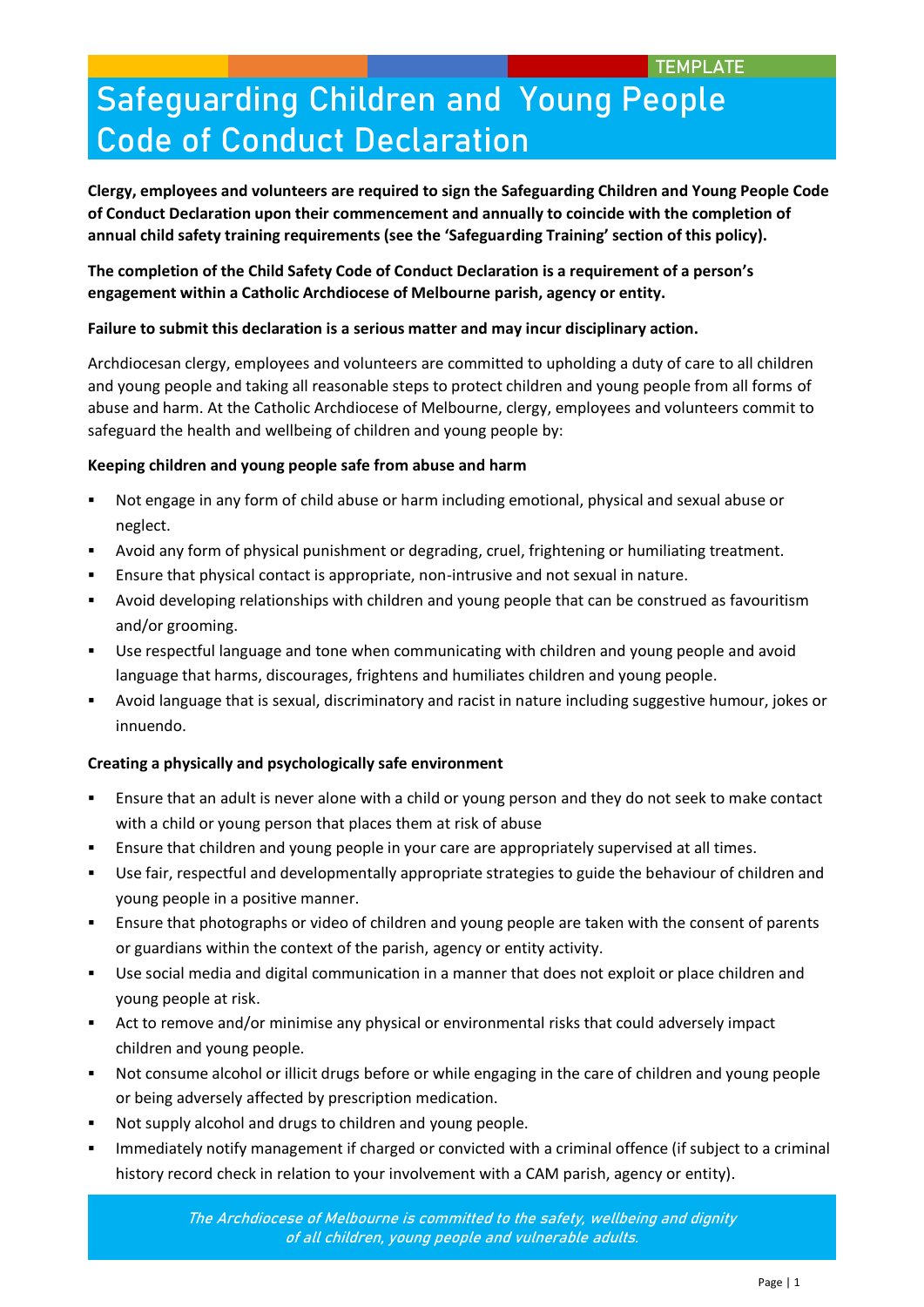TEMPLATE

# Safeguarding Children and Young People Code of Conduct Declaration

**Clergy, employees and volunteers are required to sign the Safeguarding Children and Young People Code of Conduct Declaration upon their commencement and annually to coincide with the completion of annual child safety training requirements (see the 'Safeguarding Training' section of this policy).**

**The completion of the Child Safety Code of Conduct Declaration is a requirement of a person's engagement within a Catholic Archdiocese of Melbourne parish, agency or entity.**

**Failure to submit this declaration is a serious matter and may incur disciplinary action.**

Archdiocesan clergy, employees and volunteers are committed to upholding a duty of care to all children and young people and taking all reasonable steps to protect children and young people from all forms of abuse and harm. At the Catholic Archdiocese of Melbourne, clergy, employees and volunteers commit to safeguard the health and wellbeing of children and young people by:

**Keeping children and young people safe from abuse and harm**

- Not engage in any form of child abuse or harm including emotional, physical and sexual abuse or neglect.
- Avoid any form of physical punishment or degrading, cruel, frightening or humiliating treatment.
- Ensure that physical contact is appropriate, non-intrusive and not sexual in nature.
- Avoid developing relationships with children and young people that can be construed as favouritism and/or grooming.
- Use respectful language and tone when communicating with children and young people and avoid language that harms, discourages, frightens and humiliates children and young people.
- Avoid language that is sexual, discriminatory and racist in nature including suggestive humour, jokes or innuendo.

**Creating a physically and psychologically safe environment**

- Ensure that an adult is never alone with a child or young person and they do not seek to make contact with a child or young person that places them at risk of abuse
- Ensure that children and young people in your care are appropriately supervised at all times.
- Use fair, respectful and developmentally appropriate strategies to guide the behaviour of children and young people in a positive manner.
- Ensure that photographs or video of children and young people are taken with the consent of parents or guardians within the context of the parish, agency or entity activity.
- Use social media and digital communication in a manner that does not exploit or place children and young people at risk.
- Act to remove and/or minimise any physical or environmental risks that could adversely impact children and young people.
- Not consume alcohol or illicit drugs before or while engaging in the care of children and young people or being adversely affected by prescription medication.
- Not supply alcohol and drugs to children and young people.
- Immediately notify management if charged or convicted with a criminal offence (if subject to a criminal history record check in relation to your involvement with a CAM parish, agency or entity).

*The Archdiocese of Melbourne is committed to the safety, wellbeing and dignity of all children, young people and vulnerable adults.*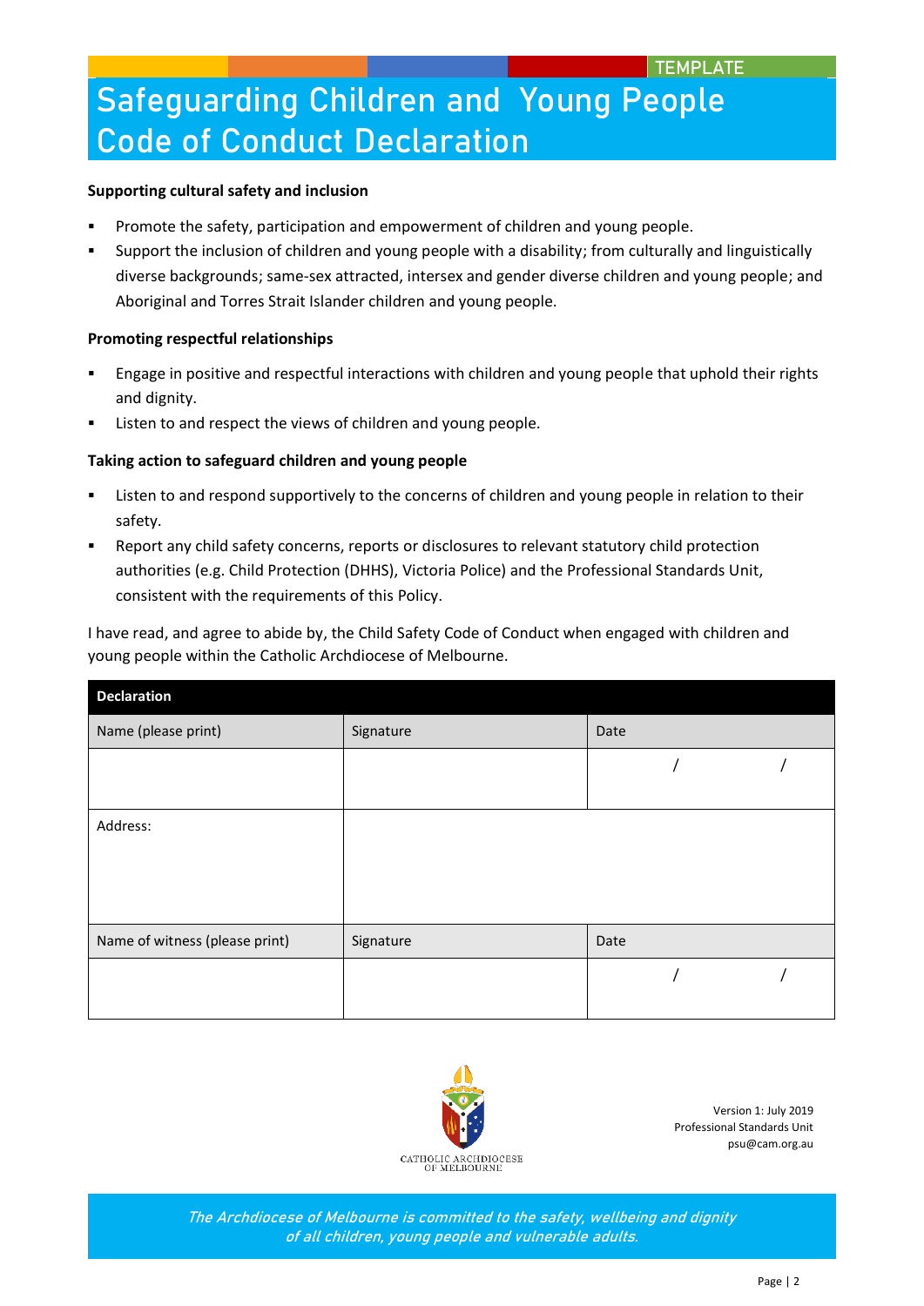TEMPLATE

# Safeguarding Children and Young People Code of Conduct Declaration

**Supporting cultural safety and inclusion**

- Promote the safety, participation and empowerment of children and young people.
- Support the inclusion of children and young people with a disability; from culturally and linguistically diverse backgrounds; same-sex attracted, intersex and gender diverse children and young people; and Aboriginal and Torres Strait Islander children and young people.

**Promoting respectful relationships**

- Engage in positive and respectful interactions with children and young people that uphold their rights and dignity.
- Listen to and respect the views of children and young people.

**Taking action to safeguard children and young people**

- Listen to and respond supportively to the concerns of children and young people in relation to their safety.
- Report any child safety concerns, reports or disclosures to relevant statutory child protection authorities (e.g. Child Protection (DHHS), Victoria Police) and the Professional Standards Unit, consistent with the requirements of this Policy.

I have read, and agree to abide by, the Child Safety Code of Conduct when engaged with children and young people within the Catholic Archdiocese of Melbourne.

| **Declaration** | | |
|---|---|---|
| Name (please print) | Signature | Date |
| | | / / |
| Address: | | |
| Name of witness (please print) | Signature | Date |
| | | / / |

CATHOLIC ARCHDIOCESE OF MELBOURNE

Version 1: July 2019
Professional Standards Unit
psu@cam.org.au

*The Archdiocese of Melbourne is committed to the safety, wellbeing and dignity of all children, young people and vulnerable adults.*